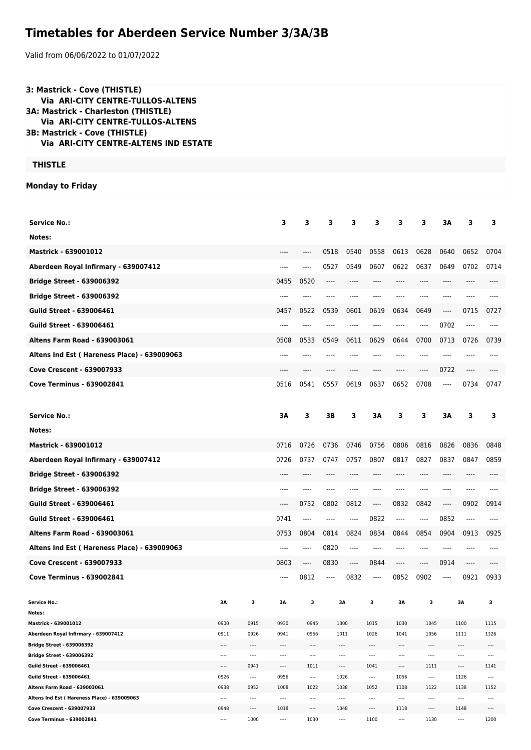# Timetables for Aberdeen Service Number 3/3A/3B

Valid from 06/06/2022 to 01/07/2022

**3: Mastrick - Cove (THISTLE)**
**Via ARI-CITY CENTRE-TULLOS-ALTENS**
**3A: Mastrick - Charleston (THISTLE)**
**Via ARI-CITY CENTRE-TULLOS-ALTENS**
**3B: Mastrick - Cove (THISTLE)**
**Via ARI-CITY CENTRE-ALTENS IND ESTATE**

**THISTLE**

**Monday to Friday**

| Service No.: | 3 | 3 | 3 | 3 | 3 | 3 | 3 | 3A | 3 | 3 |
|---|---|---|---|---|---|---|---|---|---|---|
| Notes: | | | | | | | | | | |
| Mastrick - 639001012 | ---- | ---- | 0518 | 0540 | 0558 | 0613 | 0628 | 0640 | 0652 | 0704 |
| Aberdeen Royal Infirmary - 639007412 | ---- | ---- | 0527 | 0549 | 0607 | 0622 | 0637 | 0649 | 0702 | 0714 |
| Bridge Street - 639006392 | 0455 | 0520 | ---- | ---- | ---- | ---- | ---- | ---- | ---- | ---- |
| Bridge Street - 639006392 | ---- | ---- | ---- | ---- | ---- | ---- | ---- | ---- | ---- | ---- |
| Guild Street - 639006461 | 0457 | 0522 | 0539 | 0601 | 0619 | 0634 | 0649 | ---- | 0715 | 0727 |
| Guild Street - 639006461 | ---- | ---- | ---- | ---- | ---- | ---- | ---- | 0702 | ---- | ---- |
| Altens Farm Road - 639003061 | 0508 | 0533 | 0549 | 0611 | 0629 | 0644 | 0700 | 0713 | 0726 | 0739 |
| Altens Ind Est ( Hareness Place) - 639009063 | ---- | ---- | ---- | ---- | ---- | ---- | ---- | ---- | ---- | ---- |
| Cove Crescent - 639007933 | ---- | ---- | ---- | ---- | ---- | ---- | ---- | 0722 | ---- | ---- |
| Cove Terminus - 639002841 | 0516 | 0541 | 0557 | 0619 | 0637 | 0652 | 0708 | ---- | 0734 | 0747 |

| Service No.: | 3A | 3 | 3B | 3 | 3A | 3 | 3 | 3A | 3 | 3 |
|---|---|---|---|---|---|---|---|---|---|---|
| Notes: | | | | | | | | | | |
| Mastrick - 639001012 | 0716 | 0726 | 0736 | 0746 | 0756 | 0806 | 0816 | 0826 | 0836 | 0848 |
| Aberdeen Royal Infirmary - 639007412 | 0726 | 0737 | 0747 | 0757 | 0807 | 0817 | 0827 | 0837 | 0847 | 0859 |
| Bridge Street - 639006392 | ---- | ---- | ---- | ---- | ---- | ---- | ---- | ---- | ---- | ---- |
| Bridge Street - 639006392 | ---- | ---- | ---- | ---- | ---- | ---- | ---- | ---- | ---- | ---- |
| Guild Street - 639006461 | ---- | 0752 | 0802 | 0812 | ---- | 0832 | 0842 | ---- | 0902 | 0914 |
| Guild Street - 639006461 | 0741 | ---- | ---- | ---- | 0822 | ---- | ---- | 0852 | ---- | ---- |
| Altens Farm Road - 639003061 | 0753 | 0804 | 0814 | 0824 | 0834 | 0844 | 0854 | 0904 | 0913 | 0925 |
| Altens Ind Est ( Hareness Place) - 639009063 | ---- | ---- | 0820 | ---- | ---- | ---- | ---- | ---- | ---- | ---- |
| Cove Crescent - 639007933 | 0803 | ---- | 0830 | ---- | 0844 | ---- | ---- | 0914 | ---- | ---- |
| Cove Terminus - 639002841 | ---- | 0812 | ---- | 0832 | ---- | 0852 | 0902 | ---- | 0921 | 0933 |

| Service No.: | 3A | 3 | 3A | 3 | 3A | 3 | 3A | 3 | 3A | 3 |
|---|---|---|---|---|---|---|---|---|---|---|
| Notes: | | | | | | | | | | |
| Mastrick - 639001012 | 0900 | 0915 | 0930 | 0945 | 1000 | 1015 | 1030 | 1045 | 1100 | 1115 |
| Aberdeen Royal Infirmary - 639007412 | 0911 | 0926 | 0941 | 0956 | 1011 | 1026 | 1041 | 1056 | 1111 | 1126 |
| Bridge Street - 639006392 | ---- | ---- | ---- | ---- | ---- | ---- | ---- | ---- | ---- | ---- |
| Bridge Street - 639006392 | ---- | ---- | ---- | ---- | ---- | ---- | ---- | ---- | ---- | ---- |
| Guild Street - 639006461 | ---- | 0941 | ---- | 1011 | ---- | 1041 | ---- | 1111 | ---- | 1141 |
| Guild Street - 639006461 | 0926 | ---- | 0956 | ---- | 1026 | ---- | 1056 | ---- | 1126 | ---- |
| Altens Farm Road - 639003061 | 0938 | 0952 | 1008 | 1022 | 1038 | 1052 | 1108 | 1122 | 1138 | 1152 |
| Altens Ind Est ( Hareness Place) - 639009063 | ---- | ---- | ---- | ---- | ---- | ---- | ---- | ---- | ---- | ---- |
| Cove Crescent - 639007933 | 0948 | ---- | 1018 | ---- | 1048 | ---- | 1118 | ---- | 1148 | ---- |
| Cove Terminus - 639002841 | ---- | 1000 | ---- | 1030 | ---- | 1100 | ---- | 1130 | ---- | 1200 |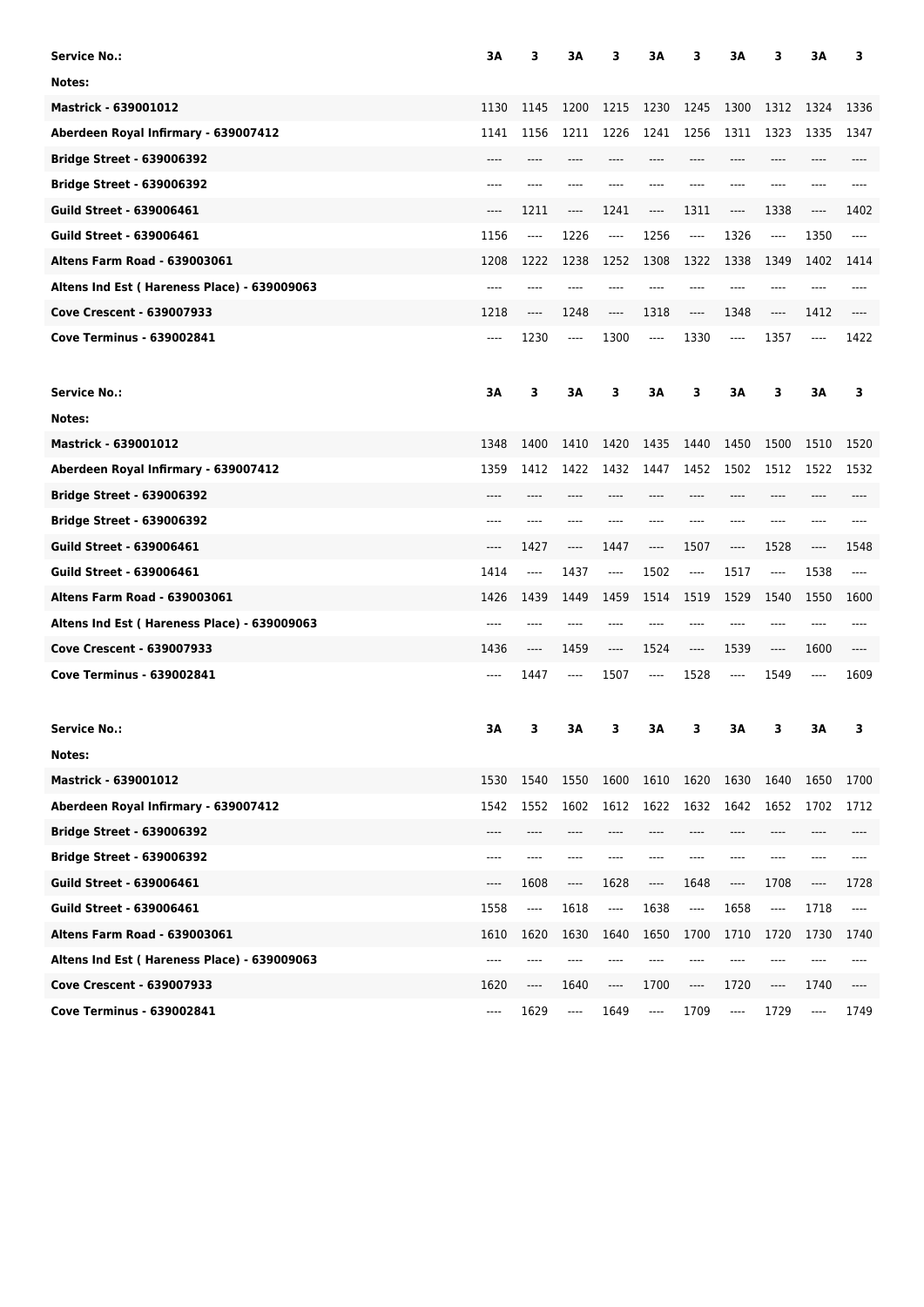| Service No.: | 3A | 3 | 3A | 3 | 3A | 3 | 3A | 3 | 3A | 3 |
|---|---|---|---|---|---|---|---|---|---|---|
| Notes: | | | | | | | | | | |
| Mastrick - 639001012 | 1130 | 1145 | 1200 | 1215 | 1230 | 1245 | 1300 | 1312 | 1324 | 1336 |
| Aberdeen Royal Infirmary - 639007412 | 1141 | 1156 | 1211 | 1226 | 1241 | 1256 | 1311 | 1323 | 1335 | 1347 |
| Bridge Street - 639006392 | ---- | ---- | ---- | ---- | ---- | ---- | ---- | ---- | ---- | ---- |
| Bridge Street - 639006392 | ---- | ---- | ---- | ---- | ---- | ---- | ---- | ---- | ---- | ---- |
| Guild Street - 639006461 | ---- | 1211 | ---- | 1241 | ---- | 1311 | ---- | 1338 | ---- | 1402 |
| Guild Street - 639006461 | 1156 | ---- | 1226 | ---- | 1256 | ---- | 1326 | ---- | 1350 | ---- |
| Altens Farm Road - 639003061 | 1208 | 1222 | 1238 | 1252 | 1308 | 1322 | 1338 | 1349 | 1402 | 1414 |
| Altens Ind Est ( Hareness Place) - 639009063 | ---- | ---- | ---- | ---- | ---- | ---- | ---- | ---- | ---- | ---- |
| Cove Crescent - 639007933 | 1218 | ---- | 1248 | ---- | 1318 | ---- | 1348 | ---- | 1412 | ---- |
| Cove Terminus - 639002841 | ---- | 1230 | ---- | 1300 | ---- | 1330 | ---- | 1357 | ---- | 1422 |

| Service No.: | 3A | 3 | 3A | 3 | 3A | 3 | 3A | 3 | 3A | 3 |
|---|---|---|---|---|---|---|---|---|---|---|
| Notes: | | | | | | | | | | |
| Mastrick - 639001012 | 1348 | 1400 | 1410 | 1420 | 1435 | 1440 | 1450 | 1500 | 1510 | 1520 |
| Aberdeen Royal Infirmary - 639007412 | 1359 | 1412 | 1422 | 1432 | 1447 | 1452 | 1502 | 1512 | 1522 | 1532 |
| Bridge Street - 639006392 | ---- | ---- | ---- | ---- | ---- | ---- | ---- | ---- | ---- | ---- |
| Bridge Street - 639006392 | ---- | ---- | ---- | ---- | ---- | ---- | ---- | ---- | ---- | ---- |
| Guild Street - 639006461 | ---- | 1427 | ---- | 1447 | ---- | 1507 | ---- | 1528 | ---- | 1548 |
| Guild Street - 639006461 | 1414 | ---- | 1437 | ---- | 1502 | ---- | 1517 | ---- | 1538 | ---- |
| Altens Farm Road - 639003061 | 1426 | 1439 | 1449 | 1459 | 1514 | 1519 | 1529 | 1540 | 1550 | 1600 |
| Altens Ind Est ( Hareness Place) - 639009063 | ---- | ---- | ---- | ---- | ---- | ---- | ---- | ---- | ---- | ---- |
| Cove Crescent - 639007933 | 1436 | ---- | 1459 | ---- | 1524 | ---- | 1539 | ---- | 1600 | ---- |
| Cove Terminus - 639002841 | ---- | 1447 | ---- | 1507 | ---- | 1528 | ---- | 1549 | ---- | 1609 |

| Service No.: | 3A | 3 | 3A | 3 | 3A | 3 | 3A | 3 | 3A | 3 |
|---|---|---|---|---|---|---|---|---|---|---|
| Notes: | | | | | | | | | | |
| Mastrick - 639001012 | 1530 | 1540 | 1550 | 1600 | 1610 | 1620 | 1630 | 1640 | 1650 | 1700 |
| Aberdeen Royal Infirmary - 639007412 | 1542 | 1552 | 1602 | 1612 | 1622 | 1632 | 1642 | 1652 | 1702 | 1712 |
| Bridge Street - 639006392 | ---- | ---- | ---- | ---- | ---- | ---- | ---- | ---- | ---- | ---- |
| Bridge Street - 639006392 | ---- | ---- | ---- | ---- | ---- | ---- | ---- | ---- | ---- | ---- |
| Guild Street - 639006461 | ---- | 1608 | ---- | 1628 | ---- | 1648 | ---- | 1708 | ---- | 1728 |
| Guild Street - 639006461 | 1558 | ---- | 1618 | ---- | 1638 | ---- | 1658 | ---- | 1718 | ---- |
| Altens Farm Road - 639003061 | 1610 | 1620 | 1630 | 1640 | 1650 | 1700 | 1710 | 1720 | 1730 | 1740 |
| Altens Ind Est ( Hareness Place) - 639009063 | ---- | ---- | ---- | ---- | ---- | ---- | ---- | ---- | ---- | ---- |
| Cove Crescent - 639007933 | 1620 | ---- | 1640 | ---- | 1700 | ---- | 1720 | ---- | 1740 | ---- |
| Cove Terminus - 639002841 | ---- | 1629 | ---- | 1649 | ---- | 1709 | ---- | 1729 | ---- | 1749 |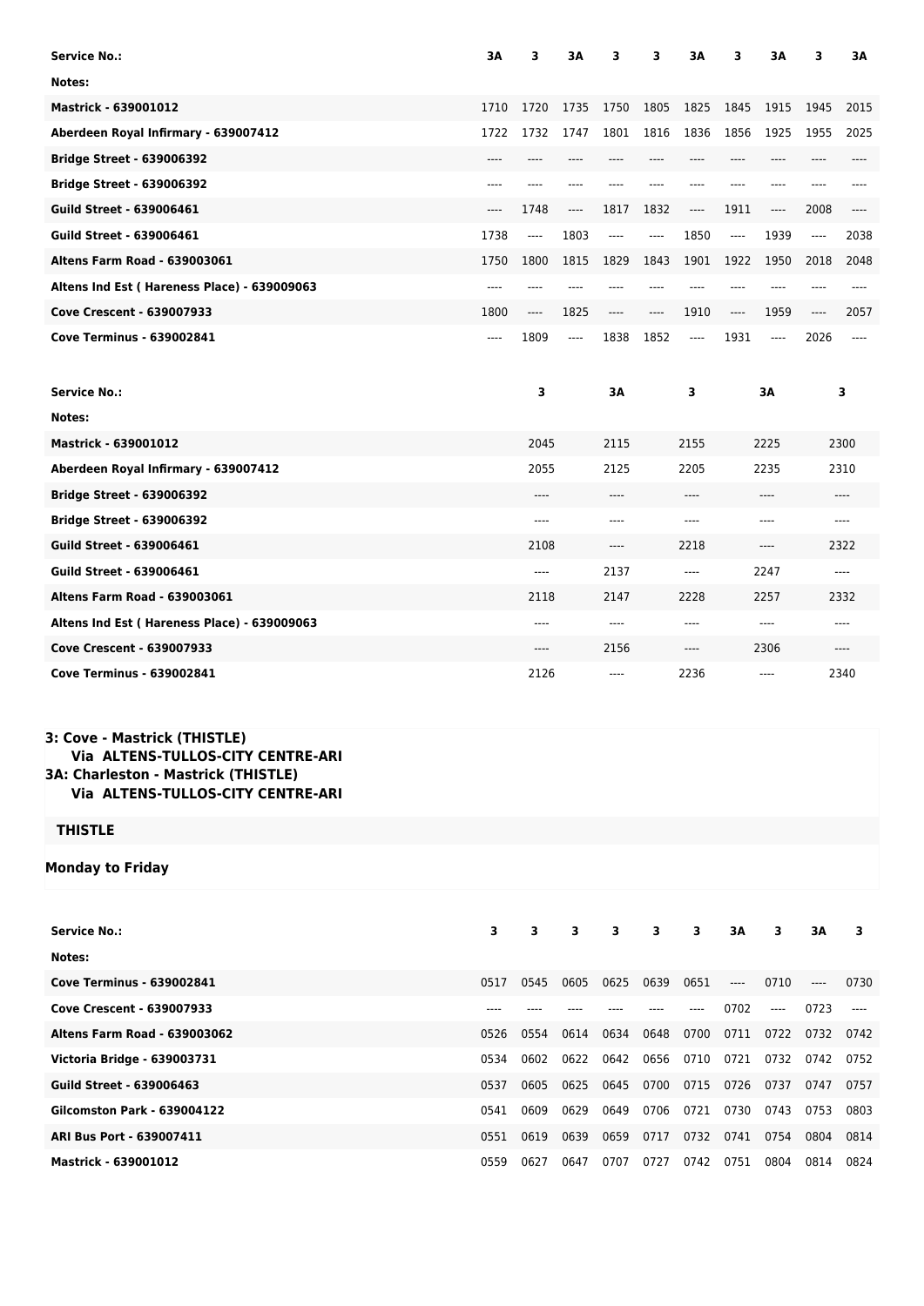| Service No.: | 3A | 3 | 3A | 3 | 3 | 3A | 3 | 3A | 3 | 3A |
|---|---|---|---|---|---|---|---|---|---|---|
| Notes: | | | | | | | | | | |
| Mastrick - 639001012 | 1710 | 1720 | 1735 | 1750 | 1805 | 1825 | 1845 | 1915 | 1945 | 2015 |
| Aberdeen Royal Infirmary - 639007412 | 1722 | 1732 | 1747 | 1801 | 1816 | 1836 | 1856 | 1925 | 1955 | 2025 |
| Bridge Street - 639006392 | ---- | ---- | ---- | ---- | ---- | ---- | ---- | ---- | ---- | ---- |
| Bridge Street - 639006392 | ---- | ---- | ---- | ---- | ---- | ---- | ---- | ---- | ---- | ---- |
| Guild Street - 639006461 | ---- | 1748 | ---- | 1817 | 1832 | ---- | 1911 | ---- | 2008 | ---- |
| Guild Street - 639006461 | 1738 | ---- | 1803 | ---- | ---- | 1850 | ---- | 1939 | ---- | 2038 |
| Altens Farm Road - 639003061 | 1750 | 1800 | 1815 | 1829 | 1843 | 1901 | 1922 | 1950 | 2018 | 2048 |
| Altens Ind Est ( Hareness Place) - 639009063 | ---- | ---- | ---- | ---- | ---- | ---- | ---- | ---- | ---- | ---- |
| Cove Crescent - 639007933 | 1800 | ---- | 1825 | ---- | ---- | 1910 | ---- | 1959 | ---- | 2057 |
| Cove Terminus - 639002841 | ---- | 1809 | ---- | 1838 | 1852 | ---- | 1931 | ---- | 2026 | ---- |

| Service No.: | 3 | 3A | 3 | 3A | 3 |
|---|---|---|---|---|---|
| Notes: | | | | | |
| Mastrick - 639001012 | 2045 | 2115 | 2155 | 2225 | 2300 |
| Aberdeen Royal Infirmary - 639007412 | 2055 | 2125 | 2205 | 2235 | 2310 |
| Bridge Street - 639006392 | ---- | ---- | ---- | ---- | ---- |
| Bridge Street - 639006392 | ---- | ---- | ---- | ---- | ---- |
| Guild Street - 639006461 | 2108 | ---- | 2218 | ---- | 2322 |
| Guild Street - 639006461 | ---- | 2137 | ---- | 2247 | ---- |
| Altens Farm Road - 639003061 | 2118 | 2147 | 2228 | 2257 | 2332 |
| Altens Ind Est ( Hareness Place) - 639009063 | ---- | ---- | ---- | ---- | ---- |
| Cove Crescent - 639007933 | ---- | 2156 | ---- | 2306 | ---- |
| Cove Terminus - 639002841 | 2126 | ---- | 2236 | ---- | 2340 |

**3: Cove - Mastrick (THISTLE)**
**Via ALTENS-TULLOS-CITY CENTRE-ARI**
**3A: Charleston - Mastrick (THISTLE)**
**Via ALTENS-TULLOS-CITY CENTRE-ARI**

**THISTLE**

**Monday to Friday**

| Service No.: | 3 | 3 | 3 | 3 | 3 | 3 | 3A | 3 | 3A | 3 |
|---|---|---|---|---|---|---|---|---|---|---|
| Notes: | | | | | | | | | | |
| Cove Terminus - 639002841 | 0517 | 0545 | 0605 | 0625 | 0639 | 0651 | ---- | 0710 | ---- | 0730 |
| Cove Crescent - 639007933 | ---- | ---- | ---- | ---- | ---- | ---- | 0702 | ---- | 0723 | ---- |
| Altens Farm Road - 639003062 | 0526 | 0554 | 0614 | 0634 | 0648 | 0700 | 0711 | 0722 | 0732 | 0742 |
| Victoria Bridge - 639003731 | 0534 | 0602 | 0622 | 0642 | 0656 | 0710 | 0721 | 0732 | 0742 | 0752 |
| Guild Street - 639006463 | 0537 | 0605 | 0625 | 0645 | 0700 | 0715 | 0726 | 0737 | 0747 | 0757 |
| Gilcomston Park - 639004122 | 0541 | 0609 | 0629 | 0649 | 0706 | 0721 | 0730 | 0743 | 0753 | 0803 |
| ARI Bus Port - 639007411 | 0551 | 0619 | 0639 | 0659 | 0717 | 0732 | 0741 | 0754 | 0804 | 0814 |
| Mastrick - 639001012 | 0559 | 0627 | 0647 | 0707 | 0727 | 0742 | 0751 | 0804 | 0814 | 0824 |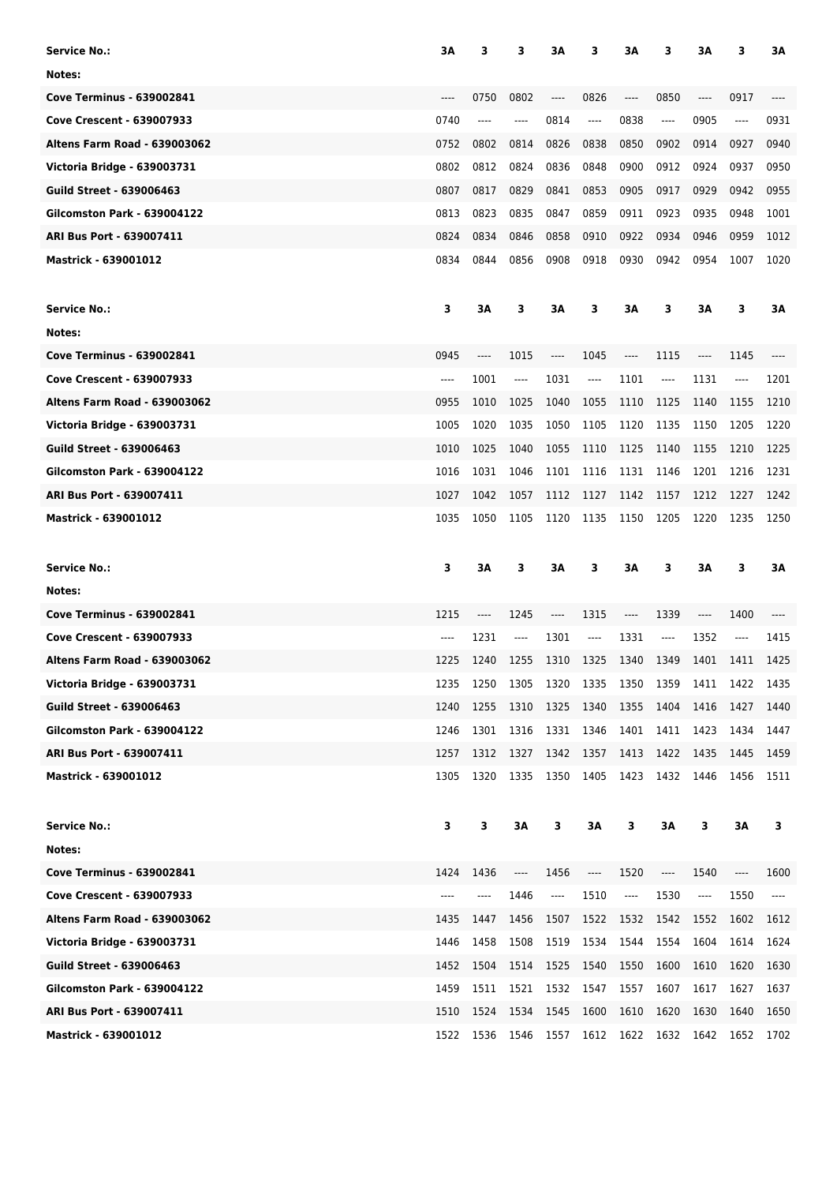| Service No.: | 3A | 3 | 3 | 3A | 3 | 3A | 3 | 3A | 3 | 3A |
|---|---|---|---|---|---|---|---|---|---|---|
| Notes: | | | | | | | | | | |
| Cove Terminus - 639002841 | ---- | 0750 | 0802 | ---- | 0826 | ---- | 0850 | ---- | 0917 | ---- |
| Cove Crescent - 639007933 | 0740 | ---- | ---- | 0814 | ---- | 0838 | ---- | 0905 | ---- | 0931 |
| Altens Farm Road - 639003062 | 0752 | 0802 | 0814 | 0826 | 0838 | 0850 | 0902 | 0914 | 0927 | 0940 |
| Victoria Bridge - 639003731 | 0802 | 0812 | 0824 | 0836 | 0848 | 0900 | 0912 | 0924 | 0937 | 0950 |
| Guild Street - 639006463 | 0807 | 0817 | 0829 | 0841 | 0853 | 0905 | 0917 | 0929 | 0942 | 0955 |
| Gilcomston Park - 639004122 | 0813 | 0823 | 0835 | 0847 | 0859 | 0911 | 0923 | 0935 | 0948 | 1001 |
| ARI Bus Port - 639007411 | 0824 | 0834 | 0846 | 0858 | 0910 | 0922 | 0934 | 0946 | 0959 | 1012 |
| Mastrick - 639001012 | 0834 | 0844 | 0856 | 0908 | 0918 | 0930 | 0942 | 0954 | 1007 | 1020 |

| Service No.: | 3 | 3A | 3 | 3A | 3 | 3A | 3 | 3A | 3 | 3A |
|---|---|---|---|---|---|---|---|---|---|---|
| Notes: | | | | | | | | | | |
| Cove Terminus - 639002841 | 0945 | ---- | 1015 | ---- | 1045 | ---- | 1115 | ---- | 1145 | ---- |
| Cove Crescent - 639007933 | ---- | 1001 | ---- | 1031 | ---- | 1101 | ---- | 1131 | ---- | 1201 |
| Altens Farm Road - 639003062 | 0955 | 1010 | 1025 | 1040 | 1055 | 1110 | 1125 | 1140 | 1155 | 1210 |
| Victoria Bridge - 639003731 | 1005 | 1020 | 1035 | 1050 | 1105 | 1120 | 1135 | 1150 | 1205 | 1220 |
| Guild Street - 639006463 | 1010 | 1025 | 1040 | 1055 | 1110 | 1125 | 1140 | 1155 | 1210 | 1225 |
| Gilcomston Park - 639004122 | 1016 | 1031 | 1046 | 1101 | 1116 | 1131 | 1146 | 1201 | 1216 | 1231 |
| ARI Bus Port - 639007411 | 1027 | 1042 | 1057 | 1112 | 1127 | 1142 | 1157 | 1212 | 1227 | 1242 |
| Mastrick - 639001012 | 1035 | 1050 | 1105 | 1120 | 1135 | 1150 | 1205 | 1220 | 1235 | 1250 |

| Service No.: | 3 | 3A | 3 | 3A | 3 | 3A | 3 | 3A | 3 | 3A |
|---|---|---|---|---|---|---|---|---|---|---|
| Notes: | | | | | | | | | | |
| Cove Terminus - 639002841 | 1215 | ---- | 1245 | ---- | 1315 | ---- | 1339 | ---- | 1400 | ---- |
| Cove Crescent - 639007933 | ---- | 1231 | ---- | 1301 | ---- | 1331 | ---- | 1352 | ---- | 1415 |
| Altens Farm Road - 639003062 | 1225 | 1240 | 1255 | 1310 | 1325 | 1340 | 1349 | 1401 | 1411 | 1425 |
| Victoria Bridge - 639003731 | 1235 | 1250 | 1305 | 1320 | 1335 | 1350 | 1359 | 1411 | 1422 | 1435 |
| Guild Street - 639006463 | 1240 | 1255 | 1310 | 1325 | 1340 | 1355 | 1404 | 1416 | 1427 | 1440 |
| Gilcomston Park - 639004122 | 1246 | 1301 | 1316 | 1331 | 1346 | 1401 | 1411 | 1423 | 1434 | 1447 |
| ARI Bus Port - 639007411 | 1257 | 1312 | 1327 | 1342 | 1357 | 1413 | 1422 | 1435 | 1445 | 1459 |
| Mastrick - 639001012 | 1305 | 1320 | 1335 | 1350 | 1405 | 1423 | 1432 | 1446 | 1456 | 1511 |

| Service No.: | 3 | 3 | 3A | 3 | 3A | 3 | 3A | 3 | 3A | 3 |
|---|---|---|---|---|---|---|---|---|---|---|
| Notes: | | | | | | | | | | |
| Cove Terminus - 639002841 | 1424 | 1436 | ---- | 1456 | ---- | 1520 | ---- | 1540 | ---- | 1600 |
| Cove Crescent - 639007933 | ---- | ---- | 1446 | ---- | 1510 | ---- | 1530 | ---- | 1550 | ---- |
| Altens Farm Road - 639003062 | 1435 | 1447 | 1456 | 1507 | 1522 | 1532 | 1542 | 1552 | 1602 | 1612 |
| Victoria Bridge - 639003731 | 1446 | 1458 | 1508 | 1519 | 1534 | 1544 | 1554 | 1604 | 1614 | 1624 |
| Guild Street - 639006463 | 1452 | 1504 | 1514 | 1525 | 1540 | 1550 | 1600 | 1610 | 1620 | 1630 |
| Gilcomston Park - 639004122 | 1459 | 1511 | 1521 | 1532 | 1547 | 1557 | 1607 | 1617 | 1627 | 1637 |
| ARI Bus Port - 639007411 | 1510 | 1524 | 1534 | 1545 | 1600 | 1610 | 1620 | 1630 | 1640 | 1650 |
| Mastrick - 639001012 | 1522 | 1536 | 1546 | 1557 | 1612 | 1622 | 1632 | 1642 | 1652 | 1702 |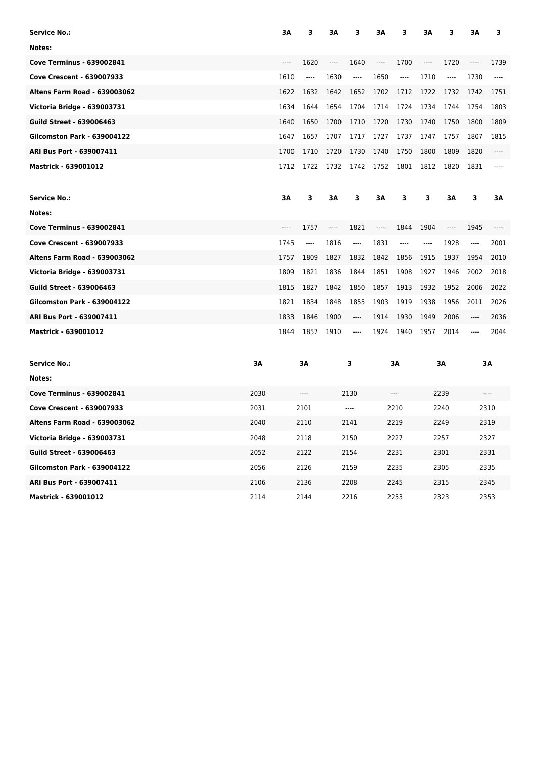| Service No.: | 3A | 3 | 3A | 3 | 3A | 3 | 3A | 3 | 3A | 3 |
|---|---|---|---|---|---|---|---|---|---|---|
| Notes: | | | | | | | | | | |
| Cove Terminus - 639002841 | ---- | 1620 | ---- | 1640 | ---- | 1700 | ---- | 1720 | ---- | 1739 |
| Cove Crescent - 639007933 | 1610 | ---- | 1630 | ---- | 1650 | ---- | 1710 | ---- | 1730 | ---- |
| Altens Farm Road - 639003062 | 1622 | 1632 | 1642 | 1652 | 1702 | 1712 | 1722 | 1732 | 1742 | 1751 |
| Victoria Bridge - 639003731 | 1634 | 1644 | 1654 | 1704 | 1714 | 1724 | 1734 | 1744 | 1754 | 1803 |
| Guild Street - 639006463 | 1640 | 1650 | 1700 | 1710 | 1720 | 1730 | 1740 | 1750 | 1800 | 1809 |
| Gilcomston Park - 639004122 | 1647 | 1657 | 1707 | 1717 | 1727 | 1737 | 1747 | 1757 | 1807 | 1815 |
| ARI Bus Port - 639007411 | 1700 | 1710 | 1720 | 1730 | 1740 | 1750 | 1800 | 1809 | 1820 | ---- |
| Mastrick - 639001012 | 1712 | 1722 | 1732 | 1742 | 1752 | 1801 | 1812 | 1820 | 1831 | ---- |

| Service No.: | 3A | 3 | 3A | 3 | 3A | 3 | 3 | 3A | 3 | 3A |
|---|---|---|---|---|---|---|---|---|---|---|
| Notes: | | | | | | | | | | |
| Cove Terminus - 639002841 | ---- | 1757 | ---- | 1821 | ---- | 1844 | 1904 | ---- | 1945 | ---- |
| Cove Crescent - 639007933 | 1745 | ---- | 1816 | ---- | 1831 | ---- | ---- | 1928 | ---- | 2001 |
| Altens Farm Road - 639003062 | 1757 | 1809 | 1827 | 1832 | 1842 | 1856 | 1915 | 1937 | 1954 | 2010 |
| Victoria Bridge - 639003731 | 1809 | 1821 | 1836 | 1844 | 1851 | 1908 | 1927 | 1946 | 2002 | 2018 |
| Guild Street - 639006463 | 1815 | 1827 | 1842 | 1850 | 1857 | 1913 | 1932 | 1952 | 2006 | 2022 |
| Gilcomston Park - 639004122 | 1821 | 1834 | 1848 | 1855 | 1903 | 1919 | 1938 | 1956 | 2011 | 2026 |
| ARI Bus Port - 639007411 | 1833 | 1846 | 1900 | ---- | 1914 | 1930 | 1949 | 2006 | ---- | 2036 |
| Mastrick - 639001012 | 1844 | 1857 | 1910 | ---- | 1924 | 1940 | 1957 | 2014 | ---- | 2044 |

| Service No.: | 3A | 3A | 3 | 3A | 3A | 3A |
|---|---|---|---|---|---|---|
| Notes: | | | | | | |
| Cove Terminus - 639002841 | 2030 | ---- | 2130 | ---- | 2239 | ---- |
| Cove Crescent - 639007933 | 2031 | 2101 | ---- | 2210 | 2240 | 2310 |
| Altens Farm Road - 639003062 | 2040 | 2110 | 2141 | 2219 | 2249 | 2319 |
| Victoria Bridge - 639003731 | 2048 | 2118 | 2150 | 2227 | 2257 | 2327 |
| Guild Street - 639006463 | 2052 | 2122 | 2154 | 2231 | 2301 | 2331 |
| Gilcomston Park - 639004122 | 2056 | 2126 | 2159 | 2235 | 2305 | 2335 |
| ARI Bus Port - 639007411 | 2106 | 2136 | 2208 | 2245 | 2315 | 2345 |
| Mastrick - 639001012 | 2114 | 2144 | 2216 | 2253 | 2323 | 2353 |